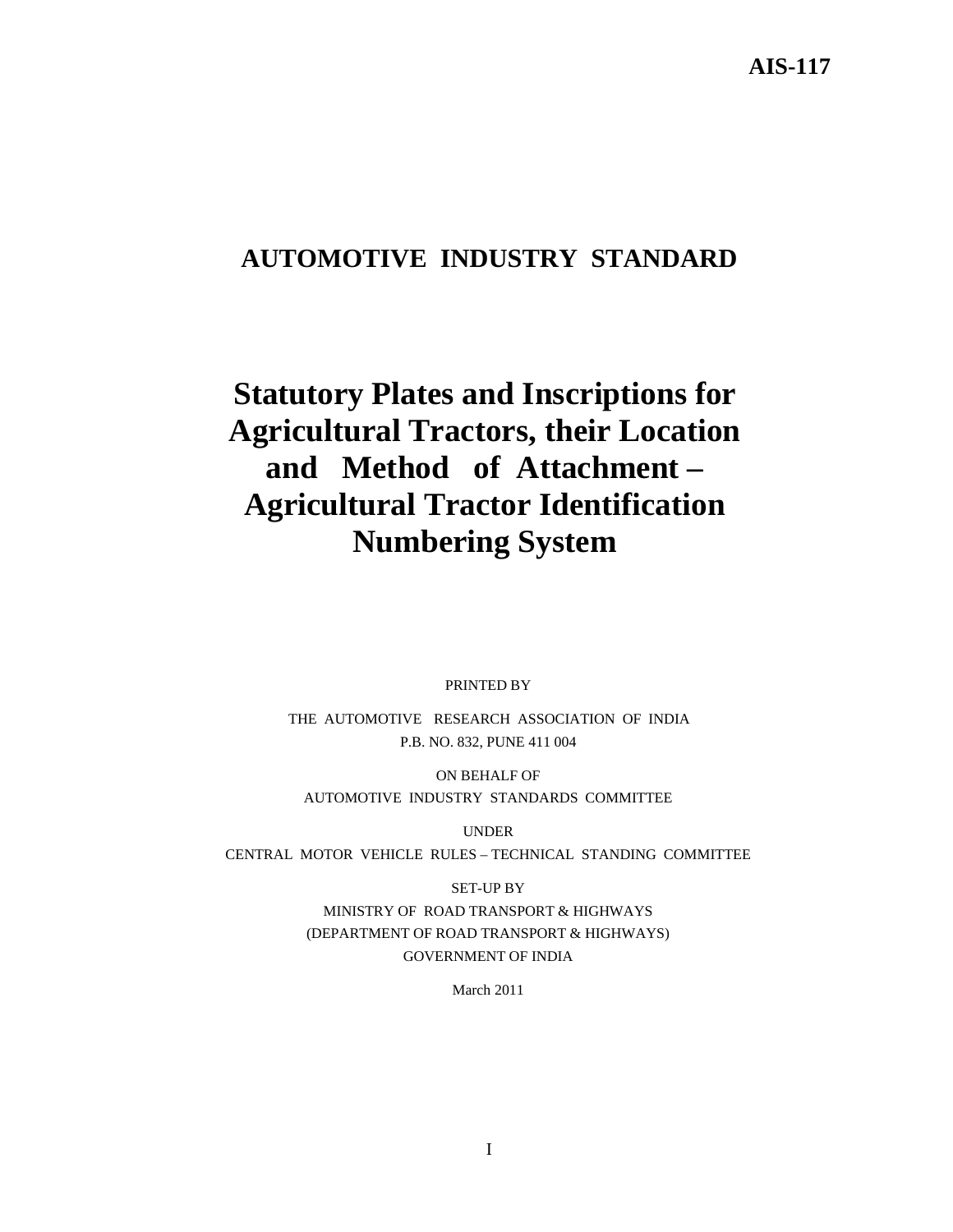AIS-117

# AUTOMOTIVE INDUSTRY STANDARD

# Statutory Plates and Inscriptions for Agricultural Tractors, their Location and Method of Attachment – Agricultural Tractor Identification Numbering System

PRINTED BY

THE AUTOMOTIVE RESEARCH ASSOCIATION OF INDIA
P.B. NO. 832, PUNE 411 004

ON BEHALF OF
AUTOMOTIVE INDUSTRY STANDARDS COMMITTEE

UNDER
CENTRAL MOTOR VEHICLE RULES – TECHNICAL STANDING COMMITTEE

SET-UP BY
MINISTRY OF ROAD TRANSPORT & HIGHWAYS
(DEPARTMENT OF ROAD TRANSPORT & HIGHWAYS)
GOVERNMENT OF INDIA

March 2011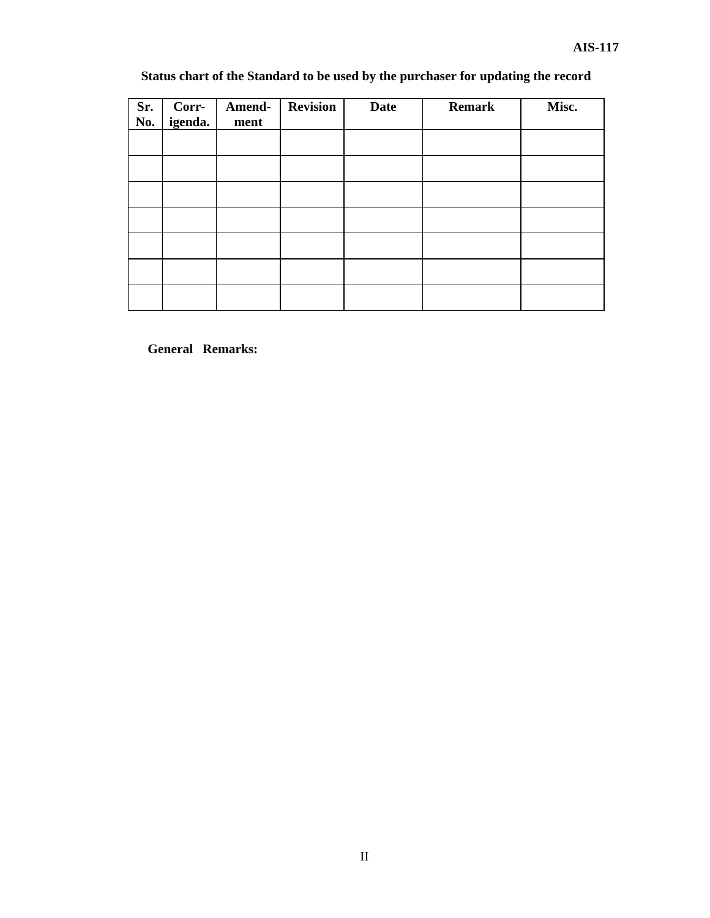**Status chart of the Standard to be used by the purchaser for updating the record**

| Sr. No. | Corr-igenda. | Amend-ment | Revision | Date | Remark | Misc. |
|---|---|---|---|---|---|---|
| | | | | | | |
| | | | | | | |
| | | | | | | |
| | | | | | | |
| | | | | | | |
| | | | | | | |
| | | | | | | |

**General Remarks:**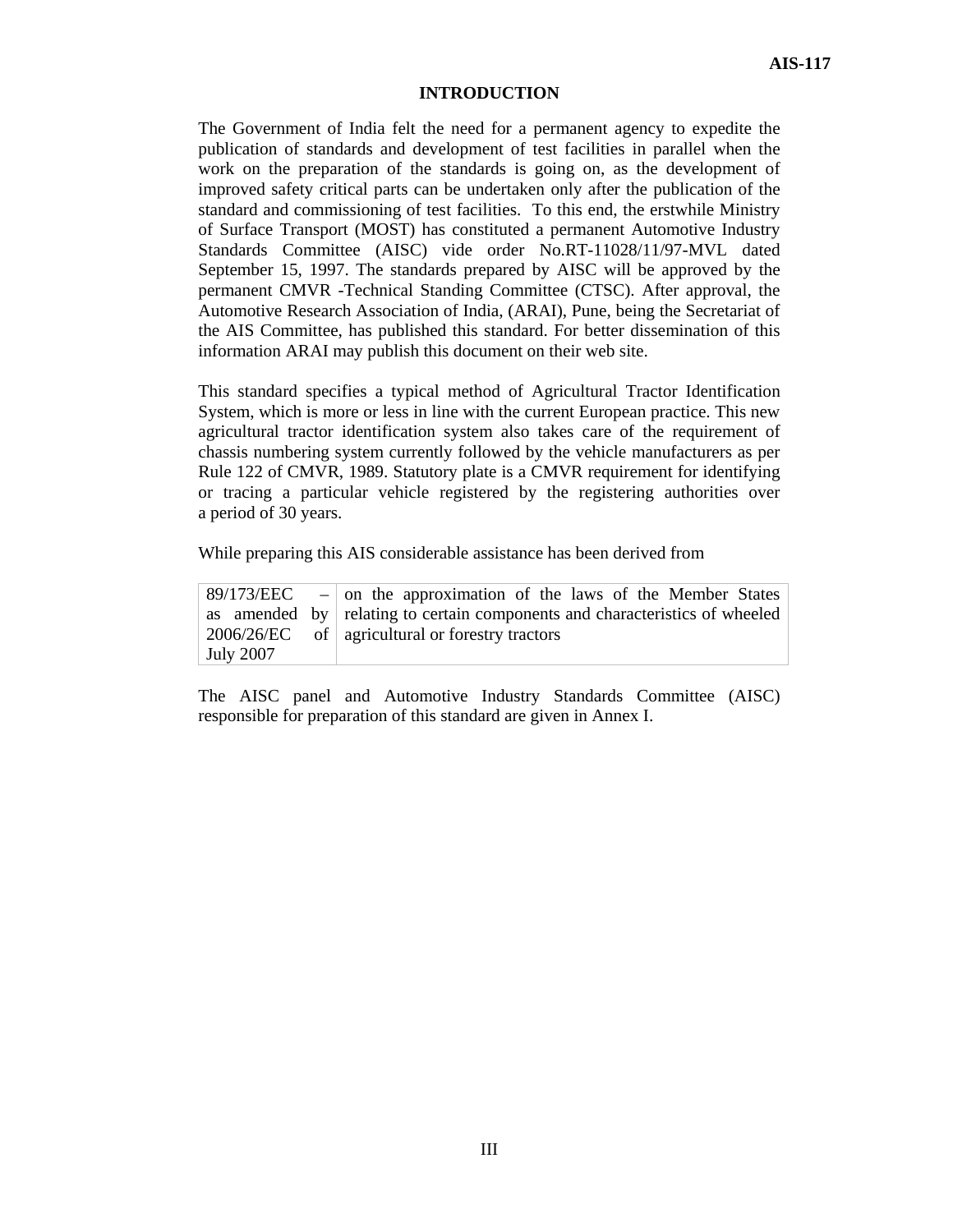# INTRODUCTION

The Government of India felt the need for a permanent agency to expedite the publication of standards and development of test facilities in parallel when the work on the preparation of the standards is going on, as the development of improved safety critical parts can be undertaken only after the publication of the standard and commissioning of test facilities. To this end, the erstwhile Ministry of Surface Transport (MOST) has constituted a permanent Automotive Industry Standards Committee (AISC) vide order No.RT-11028/11/97-MVL dated September 15, 1997. The standards prepared by AISC will be approved by the permanent CMVR -Technical Standing Committee (CTSC). After approval, the Automotive Research Association of India, (ARAI), Pune, being the Secretariat of the AIS Committee, has published this standard. For better dissemination of this information ARAI may publish this document on their web site.

This standard specifies a typical method of Agricultural Tractor Identification System, which is more or less in line with the current European practice. This new agricultural tractor identification system also takes care of the requirement of chassis numbering system currently followed by the vehicle manufacturers as per Rule 122 of CMVR, 1989. Statutory plate is a CMVR requirement for identifying or tracing a particular vehicle registered by the registering authorities over a period of 30 years.

While preparing this AIS considerable assistance has been derived from

| 89/173/EEC – as amended by 2006/26/EC of July 2007 | on the approximation of the laws of the Member States relating to certain components and characteristics of wheeled agricultural or forestry tractors |
|---|---|

The AISC panel and Automotive Industry Standards Committee (AISC) responsible for preparation of this standard are given in Annex I.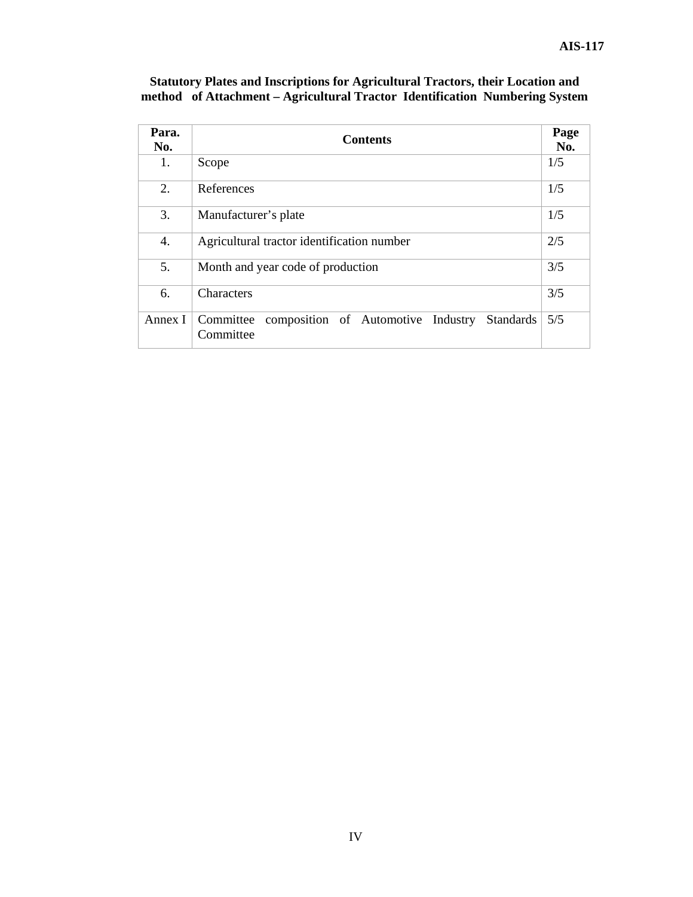**Statutory Plates and Inscriptions for Agricultural Tractors, their Location and method of Attachment – Agricultural Tractor Identification Numbering System**

| Para. No. | Contents | Page No. |
|---|---|---|
| 1. | Scope | 1/5 |
| 2. | References | 1/5 |
| 3. | Manufacturer's plate | 1/5 |
| 4. | Agricultural tractor identification number | 2/5 |
| 5. | Month and year code of production | 3/5 |
| 6. | Characters | 3/5 |
| Annex I | Committee composition of Automotive Industry Standards Committee | 5/5 |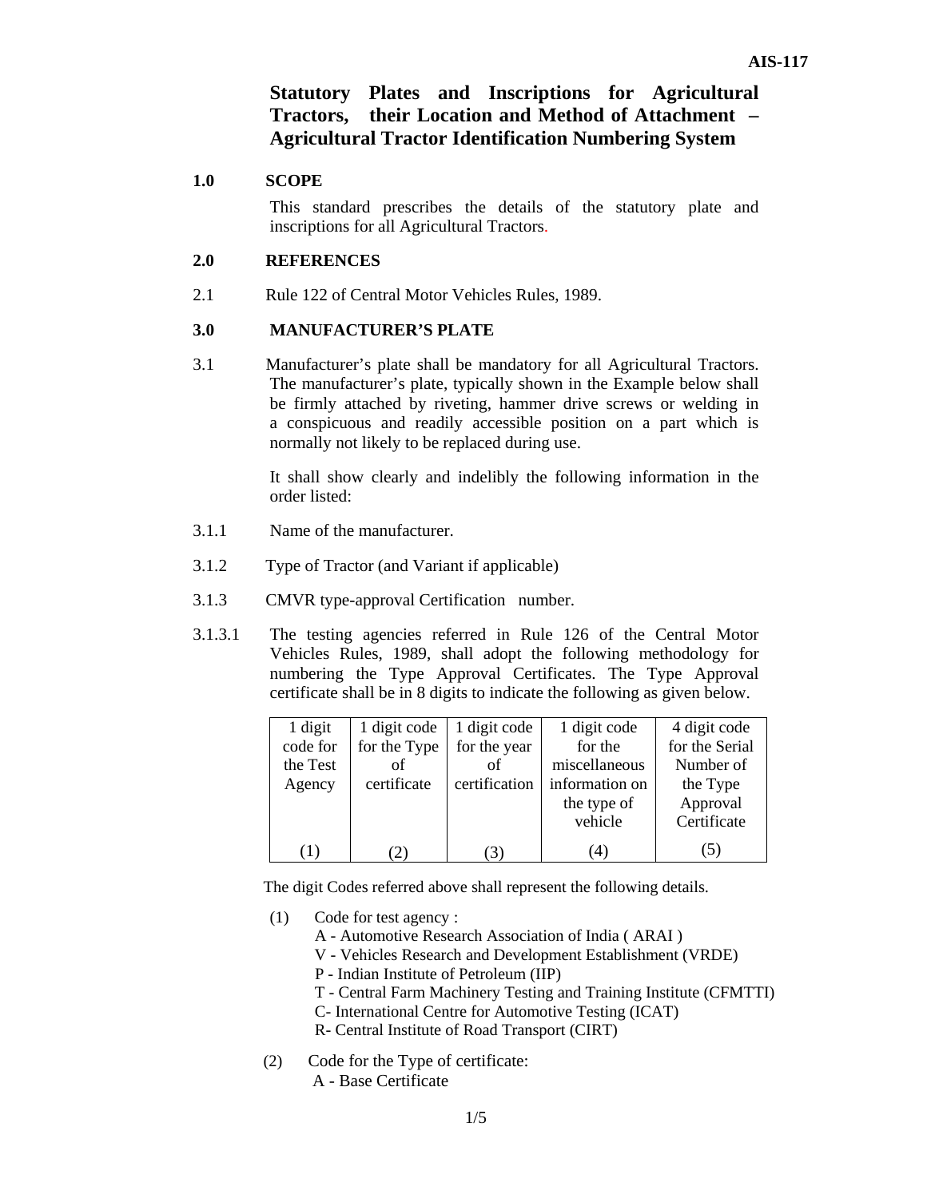# Statutory Plates and Inscriptions for Agricultural Tractors, their Location and Method of Attachment – Agricultural Tractor Identification Numbering System

## 1.0 SCOPE

This standard prescribes the details of the statutory plate and inscriptions for all Agricultural Tractors.

## 2.0 REFERENCES

2.1 Rule 122 of Central Motor Vehicles Rules, 1989.

## 3.0 MANUFACTURER'S PLATE

3.1 Manufacturer's plate shall be mandatory for all Agricultural Tractors. The manufacturer's plate, typically shown in the Example below shall be firmly attached by riveting, hammer drive screws or welding in a conspicuous and readily accessible position on a part which is normally not likely to be replaced during use.

It shall show clearly and indelibly the following information in the order listed:

3.1.1 Name of the manufacturer.

3.1.2 Type of Tractor (and Variant if applicable)

3.1.3 CMVR type-approval Certification number.

3.1.3.1 The testing agencies referred in Rule 126 of the Central Motor Vehicles Rules, 1989, shall adopt the following methodology for numbering the Type Approval Certificates. The Type Approval certificate shall be in 8 digits to indicate the following as given below.

| 1 digit code for the Test Agency | 1 digit code for the Type of certificate | 1 digit code for the year of certification | 1 digit code for the miscellaneous information on the type of vehicle | 4 digit code for the Serial Number of the Type Approval Certificate |
|---|---|---|---|---|
| (1) | (2) | (3) | (4) | (5) |

The digit Codes referred above shall represent the following details.

(1) Code for test agency :
- A - Automotive Research Association of India ( ARAI )
- V - Vehicles Research and Development Establishment (VRDE)
- P - Indian Institute of Petroleum (IIP)
- T - Central Farm Machinery Testing and Training Institute (CFMTTI)
- C- International Centre for Automotive Testing (ICAT)
- R- Central Institute of Road Transport (CIRT)

(2) Code for the Type of certificate:
- A - Base Certificate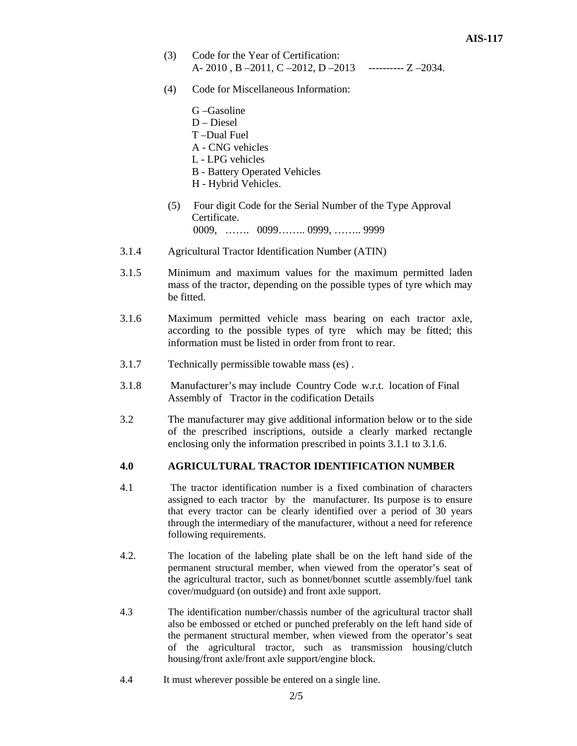(3) Code for the Year of Certification:
A- 2010 , B –2011, C –2012, D –2013 ---------- Z –2034.

(4) Code for Miscellaneous Information:

G –Gasoline
D – Diesel
T –Dual Fuel
A - CNG vehicles
L - LPG vehicles
B - Battery Operated Vehicles
H - Hybrid Vehicles.

(5) Four digit Code for the Serial Number of the Type Approval Certificate.
0009, ……. 0099…….. 0999, …….. 9999

3.1.4 Agricultural Tractor Identification Number (ATIN)

3.1.5 Minimum and maximum values for the maximum permitted laden mass of the tractor, depending on the possible types of tyre which may be fitted.

3.1.6 Maximum permitted vehicle mass bearing on each tractor axle, according to the possible types of tyre which may be fitted; this information must be listed in order from front to rear.

3.1.7 Technically permissible towable mass (es) .

3.1.8 Manufacturer's may include Country Code w.r.t. location of Final Assembly of Tractor in the codification Details

3.2 The manufacturer may give additional information below or to the side of the prescribed inscriptions, outside a clearly marked rectangle enclosing only the information prescribed in points 3.1.1 to 3.1.6.

## 4.0 AGRICULTURAL TRACTOR IDENTIFICATION NUMBER

4.1 The tractor identification number is a fixed combination of characters assigned to each tractor by the manufacturer. Its purpose is to ensure that every tractor can be clearly identified over a period of 30 years through the intermediary of the manufacturer, without a need for reference following requirements.

4.2. The location of the labeling plate shall be on the left hand side of the permanent structural member, when viewed from the operator's seat of the agricultural tractor, such as bonnet/bonnet scuttle assembly/fuel tank cover/mudguard (on outside) and front axle support.

4.3 The identification number/chassis number of the agricultural tractor shall also be embossed or etched or punched preferably on the left hand side of the permanent structural member, when viewed from the operator's seat of the agricultural tractor, such as transmission housing/clutch housing/front axle/front axle support/engine block.

4.4 It must wherever possible be entered on a single line.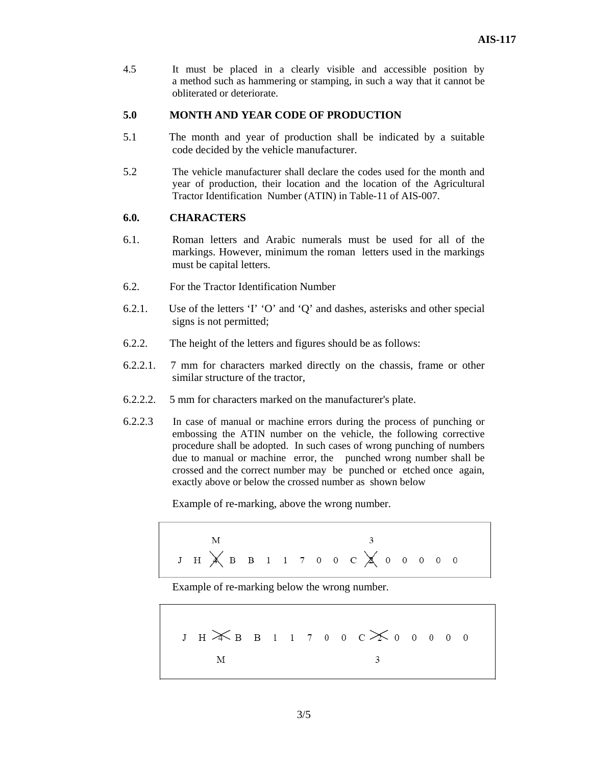4.5 It must be placed in a clearly visible and accessible position by a method such as hammering or stamping, in such a way that it cannot be obliterated or deteriorate.

**5.0 MONTH AND YEAR CODE OF PRODUCTION**

5.1 The month and year of production shall be indicated by a suitable code decided by the vehicle manufacturer.

5.2 The vehicle manufacturer shall declare the codes used for the month and year of production, their location and the location of the Agricultural Tractor Identification Number (ATIN) in Table-11 of AIS-007.

**6.0. CHARACTERS**

6.1. Roman letters and Arabic numerals must be used for all of the markings. However, minimum the roman letters used in the markings must be capital letters.

6.2. For the Tractor Identification Number

6.2.1. Use of the letters 'I' 'O' and 'Q' and dashes, asterisks and other special signs is not permitted;

6.2.2. The height of the letters and figures should be as follows:

6.2.2.1. 7 mm for characters marked directly on the chassis, frame or other similar structure of the tractor,

6.2.2.2. 5 mm for characters marked on the manufacturer's plate.

6.2.2.3 In case of manual or machine errors during the process of punching or embossing the ATIN number on the vehicle, the following corrective procedure shall be adopted. In such cases of wrong punching of numbers due to manual or machine error, the punched wrong number shall be crossed and the correct number may be punched or etched once again, exactly above or below the crossed number as shown below

Example of re-marking, above the wrong number.

```
       M                               3
J  H  4̸  B  B  1  1  7  0  0  C  2̸  0  0  0  0  0
```

Example of re-marking below the wrong number.

```
J  H  4̸  B  B  1  1  7  0  0  C  2̸  0  0  0  0  0
       M                               3
```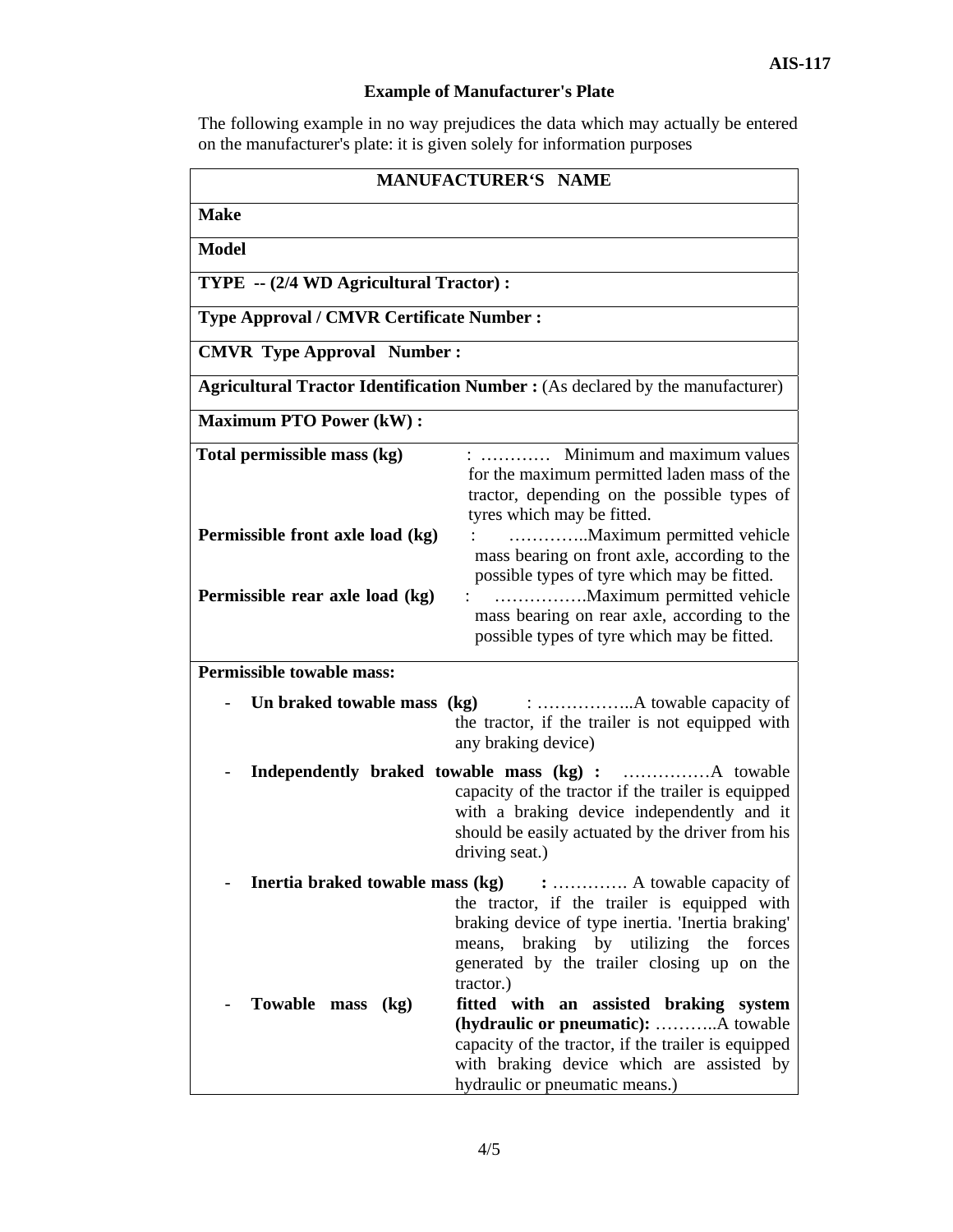### Example of Manufacturer's Plate

The following example in no way prejudices the data which may actually be entered on the manufacturer's plate: it is given solely for information purposes

| MANUFACTURER'S NAME | |
|---|---|
| **Make** | |
| **Model** | |
| **TYPE -- (2/4 WD Agricultural Tractor) :** | |
| **Type Approval / CMVR Certificate Number :** | |
| **CMVR Type Approval Number :** | |
| **Agricultural Tractor Identification Number :** (As declared by the manufacturer) | |
| **Maximum PTO Power (kW) :** | |
| **Total permissible mass (kg)** | : ………… Minimum and maximum values for the maximum permitted laden mass of the tractor, depending on the possible types of tyres which may be fitted. |
| **Permissible front axle load (kg)** | : …………..Maximum permitted vehicle mass bearing on front axle, according to the possible types of tyre which may be fitted. |
| **Permissible rear axle load (kg)** | : …………….Maximum permitted vehicle mass bearing on rear axle, according to the possible types of tyre which may be fitted. |
| **Permissible towable mass:** | |
| - **Un braked towable mass (kg)** | : ……………..A towable capacity of the tractor, if the trailer is not equipped with any braking device) |
| - **Independently braked towable mass (kg) :** | ……………A towable capacity of the tractor if the trailer is equipped with a braking device independently and it should be easily actuated by the driver from his driving seat.) |
| - **Inertia braked towable mass (kg)** | **:** …………. A towable capacity of the tractor, if the trailer is equipped with braking device of type inertia. 'Inertia braking' means, braking by utilizing the forces generated by the trailer closing up on the tractor.) |
| - **Towable mass (kg)** | **fitted with an assisted braking system (hydraulic or pneumatic):** ………..A towable capacity of the tractor, if the trailer is equipped with braking device which are assisted by hydraulic or pneumatic means.) |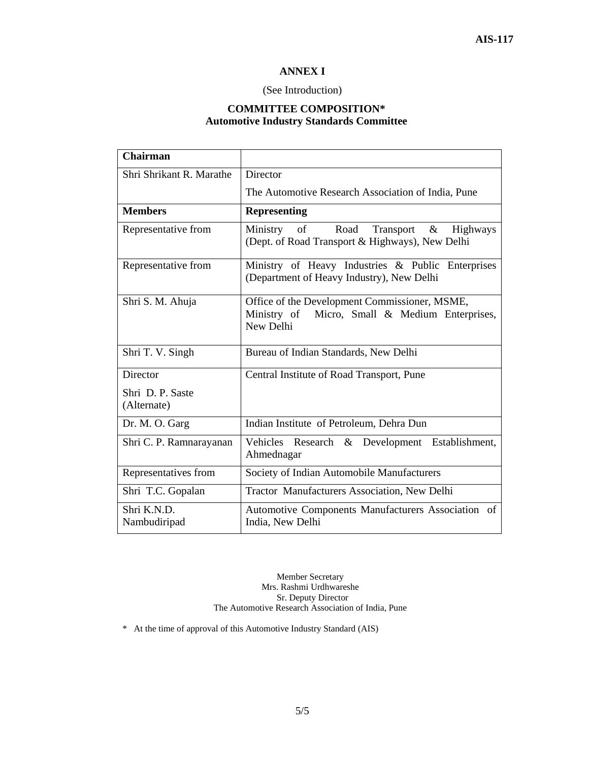## ANNEX I

(See Introduction)

### COMMITTEE COMPOSITION*
### Automotive Industry Standards Committee

| **Chairman** | |
|---|---|
| Shri Shrikant R. Marathe | Director<br>The Automotive Research Association of India, Pune |
| **Members** | **Representing** |
| Representative from | Ministry of Road Transport & Highways (Dept. of Road Transport & Highways), New Delhi |
| Representative from | Ministry of Heavy Industries & Public Enterprises (Department of Heavy Industry), New Delhi |
| Shri S. M. Ahuja | Office of the Development Commissioner, MSME, Ministry of Micro, Small & Medium Enterprises, New Delhi |
| Shri T. V. Singh | Bureau of Indian Standards, New Delhi |
| Director<br>Shri D. P. Saste (Alternate) | Central Institute of Road Transport, Pune |
| Dr. M. O. Garg | Indian Institute of Petroleum, Dehra Dun |
| Shri C. P. Ramnarayanan | Vehicles Research & Development Establishment, Ahmednagar |
| Representatives from | Society of Indian Automobile Manufacturers |
| Shri T.C. Gopalan | Tractor Manufacturers Association, New Delhi |
| Shri K.N.D. Nambudiripad | Automotive Components Manufacturers Association of India, New Delhi |

Member Secretary
Mrs. Rashmi Urdhwareshe
Sr. Deputy Director
The Automotive Research Association of India, Pune

\* At the time of approval of this Automotive Industry Standard (AIS)